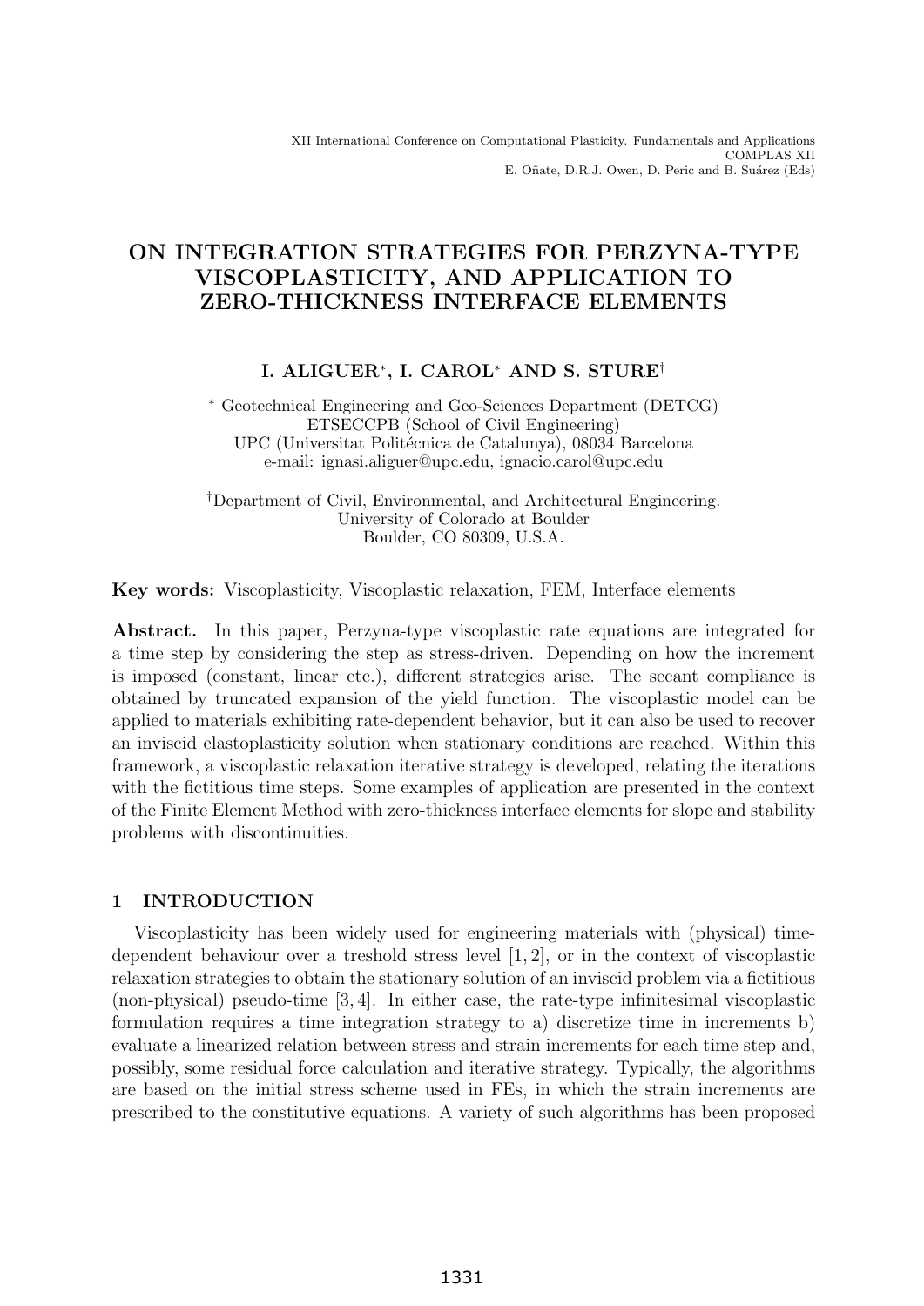# ON INTEGRATION STRATEGIES FOR PERZYNA-TYPE VISCOPLASTICITY, AND APPLICATION TO ZERO-THICKNESS INTERFACE ELEMENTS

**I. ALIGUER\*, I. CAROL\* AND S. STURE†**

\* Geotechnical Engineering and Geo-Sciences Department (DETCG)
ETSECCPB (School of Civil Engineering)
UPC (Universitat Politécnica de Catalunya), 08034 Barcelona
e-mail: ignasi.aliguer@upc.edu, ignacio.carol@upc.edu

†Department of Civil, Environmental, and Architectural Engineering.
University of Colorado at Boulder
Boulder, CO 80309, U.S.A.

**Key words:** Viscoplasticity, Viscoplastic relaxation, FEM, Interface elements

**Abstract.** In this paper, Perzyna-type viscoplastic rate equations are integrated for a time step by considering the step as stress-driven. Depending on how the increment is imposed (constant, linear etc.), different strategies arise. The secant compliance is obtained by truncated expansion of the yield function. The viscoplastic model can be applied to materials exhibiting rate-dependent behavior, but it can also be used to recover an inviscid elastoplasticity solution when stationary conditions are reached. Within this framework, a viscoplastic relaxation iterative strategy is developed, relating the iterations with the fictitious time steps. Some examples of application are presented in the context of the Finite Element Method with zero-thickness interface elements for slope and stability problems with discontinuities.

## 1 INTRODUCTION

Viscoplasticity has been widely used for engineering materials with (physical) time-dependent behaviour over a treshold stress level [1, 2], or in the context of viscoplastic relaxation strategies to obtain the stationary solution of an inviscid problem via a fictitious (non-physical) pseudo-time [3, 4]. In either case, the rate-type infinitesimal viscoplastic formulation requires a time integration strategy to a) discretize time in increments b) evaluate a linearized relation between stress and strain increments for each time step and, possibly, some residual force calculation and iterative strategy. Typically, the algorithms are based on the initial stress scheme used in FEs, in which the strain increments are prescribed to the constitutive equations. A variety of such algorithms has been proposed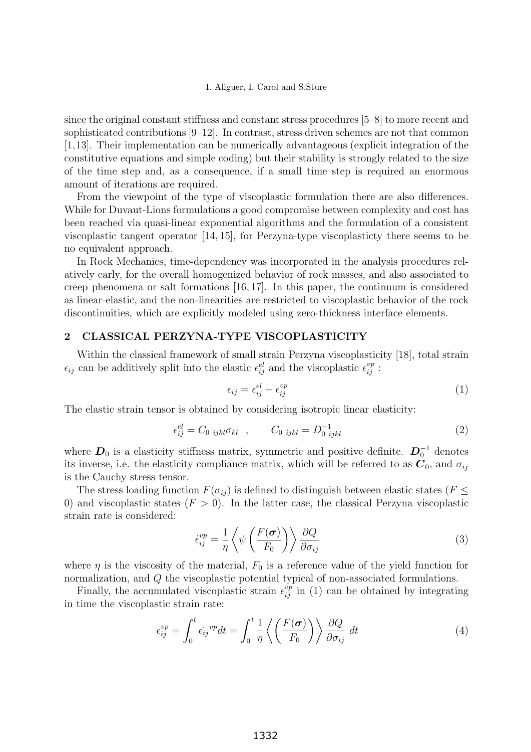since the original constant stiffness and constant stress procedures [5–8] to more recent and sophisticated contributions [9–12]. In contrast, stress driven schemes are not that common [1,13]. Their implementation can be numerically advantageous (explicit integration of the constitutive equations and simple coding) but their stability is strongly related to the size of the time step and, as a consequence, if a small time step is required an enormous amount of iterations are required.

From the viewpoint of the type of viscoplastic formulation there are also differences. While for Duvaut-Lions formulations a good compromise between complexity and cost has been reached via quasi-linear exponential algorithms and the formulation of a consistent viscoplastic tangent operator [14, 15], for Perzyna-type viscoplasticty there seems to be no equivalent approach.

In Rock Mechanics, time-dependency was incorporated in the analysis procedures relatively early, for the overall homogenized behavior of rock masses, and also associated to creep phenomena or salt formations [16, 17]. In this paper, the continuum is considered as linear-elastic, and the non-linearities are restricted to viscoplastic behavior of the rock discontinuities, which are explicitly modeled using zero-thickness interface elements.

## 2 CLASSICAL PERZYNA-TYPE VISCOPLASTICITY

Within the classical framework of small strain Perzyna viscoplasticity [18], total strain $\epsilon_{ij}$ can be additively split into the elastic $\epsilon_{ij}^{el}$ and the viscoplastic $\epsilon_{ij}^{vp}$ :

$$\epsilon_{ij} = \epsilon_{ij}^{el} + \epsilon_{ij}^{vp} \tag{1}$$

The elastic strain tensor is obtained by considering isotropic linear elasticity:

$$\epsilon_{ij}^{el} = C_{0\ ijkl}\sigma_{kl} \quad , \qquad C_{0\ ijkl} = D_{0\ ijkl}^{-1} \tag{2}$$

where $\boldsymbol{D}_0$ is a elasticity stiffness matrix, symmetric and positive definite. $\boldsymbol{D}_0^{-1}$ denotes its inverse, i.e. the elasticity compliance matrix, which will be referred to as $\boldsymbol{C}_0$, and $\sigma_{ij}$ is the Cauchy stress tensor.

The stress loading function $F(\sigma_{ij})$ is defined to distinguish between elastic states ($F \leq 0$) and viscoplastic states ($F > 0$). In the latter case, the classical Perzyna viscoplastic strain rate is considered:

$$\dot{\epsilon}_{ij}^{vp} = \frac{1}{\eta} \left\langle \psi\left(\frac{F(\boldsymbol{\sigma})}{F_0}\right) \right\rangle \frac{\partial Q}{\partial \sigma_{ij}} \tag{3}$$

where $\eta$ is the viscosity of the material, $F_0$ is a reference value of the yield function for normalization, and $Q$ the viscoplastic potential typical of non-associated formulations.

Finally, the accumulated viscoplastic strain $\epsilon_{ij}^{vp}$ in (1) can be obtained by integrating in time the viscoplastic strain rate:

$$\epsilon_{ij}^{vp} = \int_0^t \dot{\epsilon_{ij}}^{vp} dt = \int_0^t \frac{1}{\eta} \left\langle \left(\frac{F(\boldsymbol{\sigma})}{F_0}\right) \right\rangle \frac{\partial Q}{\partial \sigma_{ij}}\ dt \tag{4}$$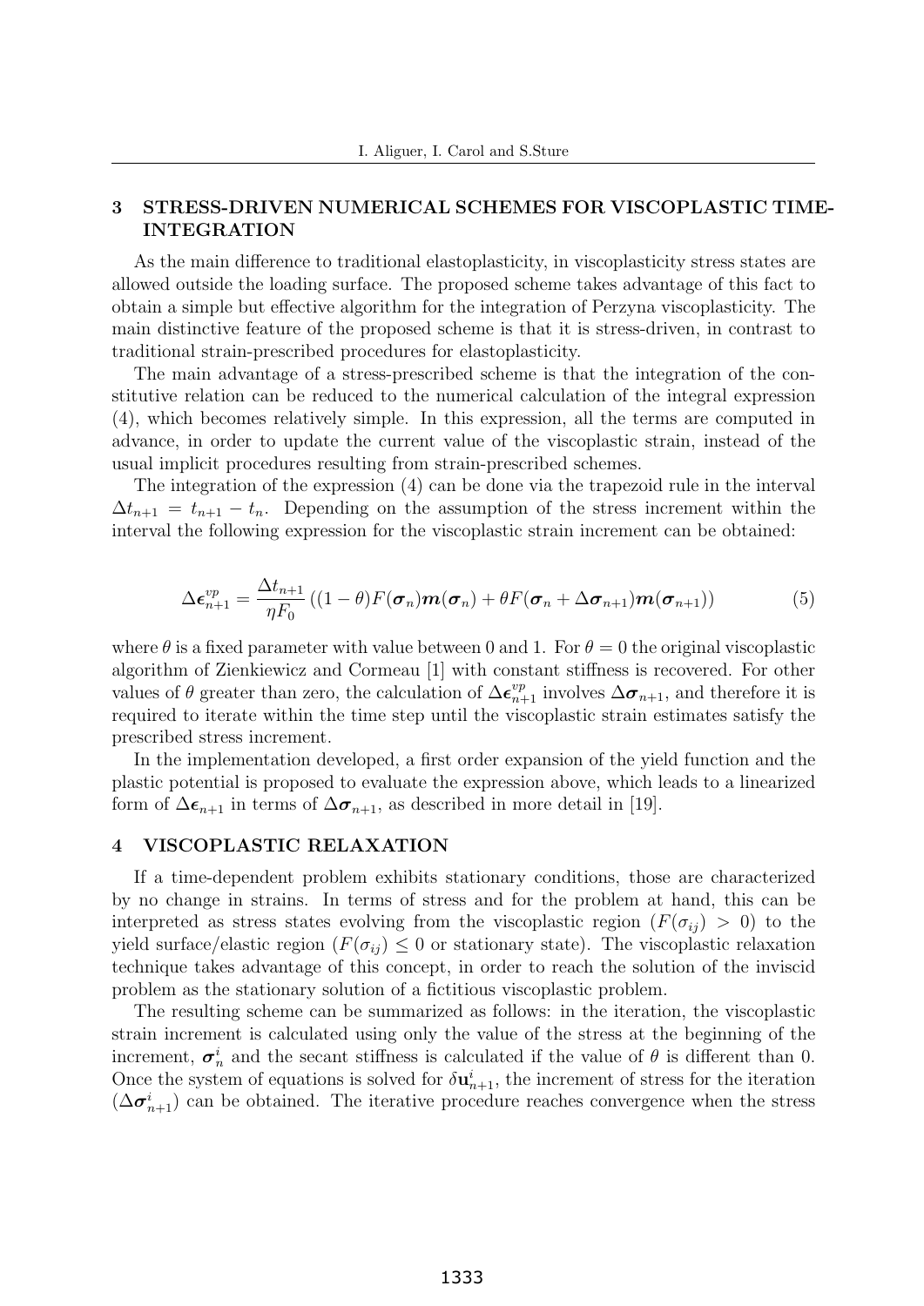## 3 STRESS-DRIVEN NUMERICAL SCHEMES FOR VISCOPLASTIC TIME-INTEGRATION

As the main difference to traditional elastoplasticity, in viscoplasticity stress states are allowed outside the loading surface. The proposed scheme takes advantage of this fact to obtain a simple but effective algorithm for the integration of Perzyna viscoplasticity. The main distinctive feature of the proposed scheme is that it is stress-driven, in contrast to traditional strain-prescribed procedures for elastoplasticity.

The main advantage of a stress-prescribed scheme is that the integration of the constitutive relation can be reduced to the numerical calculation of the integral expression (4), which becomes relatively simple. In this expression, all the terms are computed in advance, in order to update the current value of the viscoplastic strain, instead of the usual implicit procedures resulting from strain-prescribed schemes.

The integration of the expression (4) can be done via the trapezoid rule in the interval $\Delta t_{n+1} = t_{n+1} - t_n$. Depending on the assumption of the stress increment within the interval the following expression for the viscoplastic strain increment can be obtained:

$$\Delta \boldsymbol{\epsilon}^{vp}_{n+1} = \frac{\Delta t_{n+1}}{\eta F_0} \left( (1-\theta) F(\boldsymbol{\sigma}_n) \boldsymbol{m}(\boldsymbol{\sigma}_n) + \theta F(\boldsymbol{\sigma}_n + \Delta \boldsymbol{\sigma}_{n+1}) \boldsymbol{m}(\boldsymbol{\sigma}_{n+1}) \right) \tag{5}$$

where $\theta$ is a fixed parameter with value between 0 and 1. For $\theta = 0$ the original viscoplastic algorithm of Zienkiewicz and Cormeau [1] with constant stiffness is recovered. For other values of $\theta$ greater than zero, the calculation of $\Delta \boldsymbol{\epsilon}^{vp}_{n+1}$ involves $\Delta \boldsymbol{\sigma}_{n+1}$, and therefore it is required to iterate within the time step until the viscoplastic strain estimates satisfy the prescribed stress increment.

In the implementation developed, a first order expansion of the yield function and the plastic potential is proposed to evaluate the expression above, which leads to a linearized form of $\Delta \boldsymbol{\epsilon}_{n+1}$ in terms of $\Delta \boldsymbol{\sigma}_{n+1}$, as described in more detail in [19].

## 4 VISCOPLASTIC RELAXATION

If a time-dependent problem exhibits stationary conditions, those are characterized by no change in strains. In terms of stress and for the problem at hand, this can be interpreted as stress states evolving from the viscoplastic region ($F(\sigma_{ij}) > 0$) to the yield surface/elastic region ($F(\sigma_{ij}) \leq 0$ or stationary state). The viscoplastic relaxation technique takes advantage of this concept, in order to reach the solution of the inviscid problem as the stationary solution of a fictitious viscoplastic problem.

The resulting scheme can be summarized as follows: in the iteration, the viscoplastic strain increment is calculated using only the value of the stress at the beginning of the increment, $\boldsymbol{\sigma}^i_n$ and the secant stiffness is calculated if the value of $\theta$ is different than 0. Once the system of equations is solved for $\delta \mathbf{u}^i_{n+1}$, the increment of stress for the iteration ($\Delta \boldsymbol{\sigma}^i_{n+1}$) can be obtained. The iterative procedure reaches convergence when the stress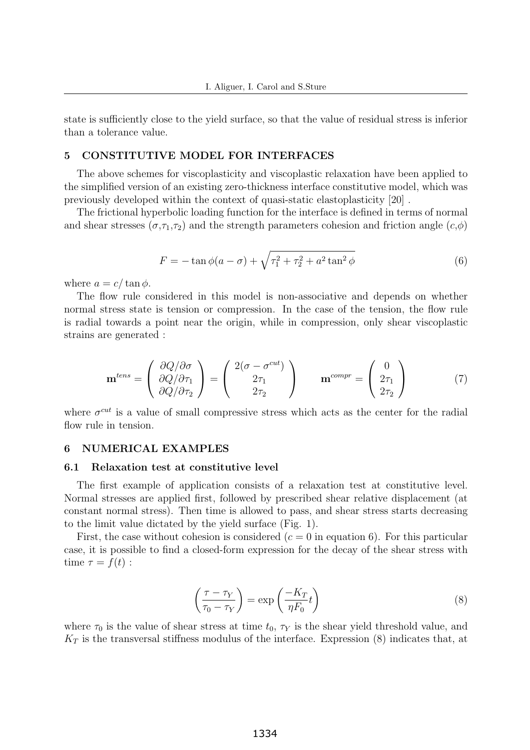state is sufficiently close to the yield surface, so that the value of residual stress is inferior than a tolerance value.

## 5 CONSTITUTIVE MODEL FOR INTERFACES

The above schemes for viscoplasticity and viscoplastic relaxation have been applied to the simplified version of an existing zero-thickness interface constitutive model, which was previously developed within the context of quasi-static elastoplasticity [20] .

The frictional hyperbolic loading function for the interface is defined in terms of normal and shear stresses ($\sigma$,$\tau_1$,$\tau_2$) and the strength parameters cohesion and friction angle ($c$,$\phi$)

$$F = -\tan\phi(a-\sigma) + \sqrt{\tau_1^2 + \tau_2^2 + a^2\tan^2\phi} \tag{6}$$

where $a = c/\tan\phi$.

The flow rule considered in this model is non-associative and depends on whether normal stress state is tension or compression. In the case of the tension, the flow rule is radial towards a point near the origin, while in compression, only shear viscoplastic strains are generated :

$$\mathbf{m}^{tens} = \begin{pmatrix} \partial Q/\partial\sigma \\ \partial Q/\partial\tau_1 \\ \partial Q/\partial\tau_2 \end{pmatrix} = \begin{pmatrix} 2(\sigma-\sigma^{cut}) \\ 2\tau_1 \\ 2\tau_2 \end{pmatrix} \qquad \mathbf{m}^{compr} = \begin{pmatrix} 0 \\ 2\tau_1 \\ 2\tau_2 \end{pmatrix} \tag{7}$$

where $\sigma^{cut}$ is a value of small compressive stress which acts as the center for the radial flow rule in tension.

## 6 NUMERICAL EXAMPLES

### 6.1 Relaxation test at constitutive level

The first example of application consists of a relaxation test at constitutive level. Normal stresses are applied first, followed by prescribed shear relative displacement (at constant normal stress). Then time is allowed to pass, and shear stress starts decreasing to the limit value dictated by the yield surface (Fig. 1).

First, the case without cohesion is considered ($c = 0$ in equation 6). For this particular case, it is possible to find a closed-form expression for the decay of the shear stress with time $\tau = f(t)$ :

$$\left(\frac{\tau-\tau_Y}{\tau_0-\tau_Y}\right) = \exp\left(\frac{-K_T}{\eta F_0}t\right) \tag{8}$$

where $\tau_0$ is the value of shear stress at time $t_0$, $\tau_Y$ is the shear yield threshold value, and $K_T$ is the transversal stiffness modulus of the interface. Expression (8) indicates that, at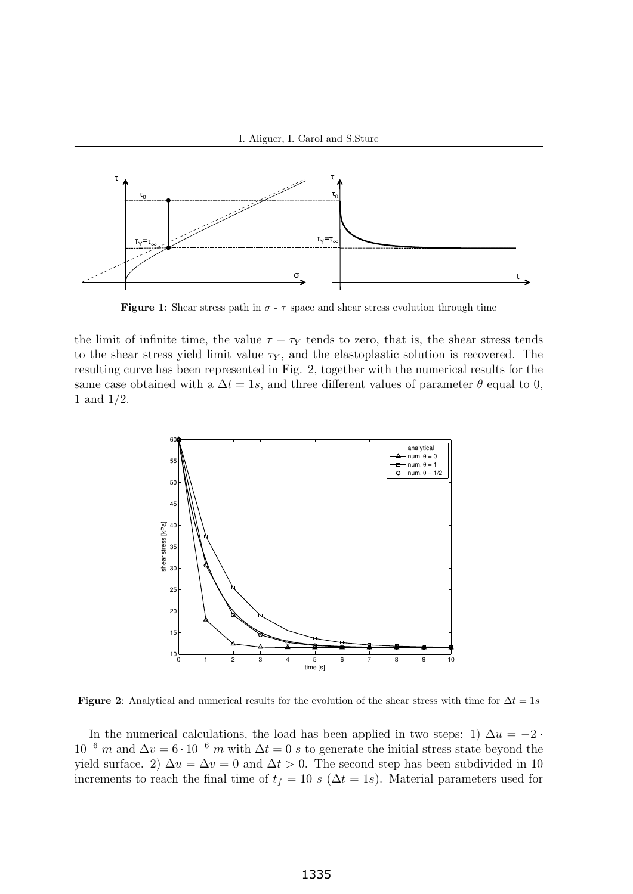**Figure 1**: Shear stress path in $\sigma$ - $\tau$ space and shear stress evolution through time

the limit of infinite time, the value $\tau - \tau_Y$ tends to zero, that is, the shear stress tends to the shear stress yield limit value $\tau_Y$, and the elastoplastic solution is recovered. The resulting curve has been represented in Fig. 2, together with the numerical results for the same case obtained with a $\Delta t = 1s$, and three different values of parameter $\theta$ equal to 0, 1 and 1/2.

**Figure 2**: Analytical and numerical results for the evolution of the shear stress with time for $\Delta t = 1s$

In the numerical calculations, the load has been applied in two steps: 1) $\Delta u = -2 \cdot 10^{-6}\ m$ and $\Delta v = 6 \cdot 10^{-6}\ m$ with $\Delta t = 0\ s$ to generate the initial stress state beyond the yield surface. 2) $\Delta u = \Delta v = 0$ and $\Delta t > 0$. The second step has been subdivided in 10 increments to reach the final time of $t_f = 10\ s$ ($\Delta t = 1s$). Material parameters used for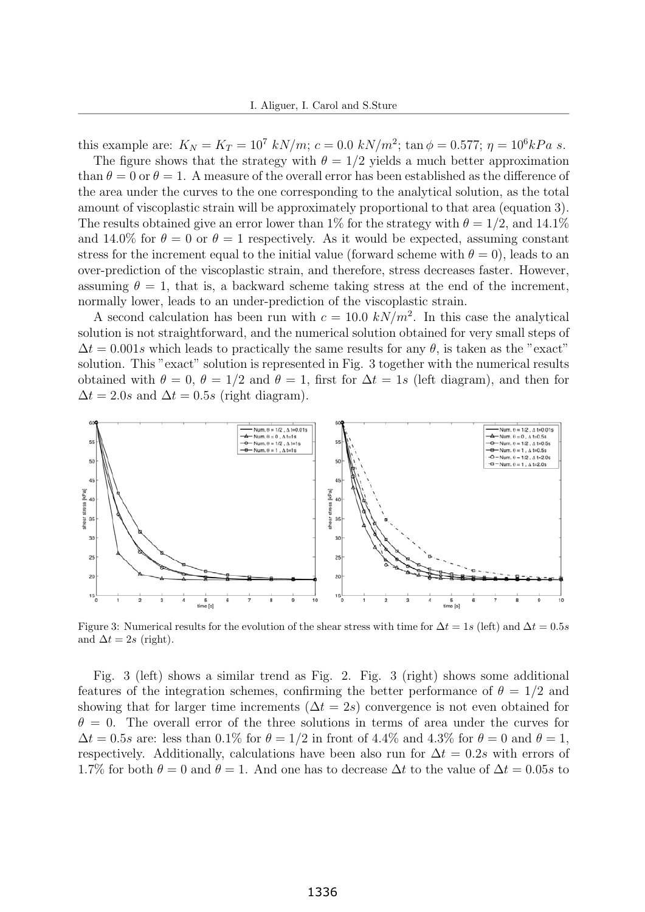this example are: $K_N = K_T = 10^7$ $kN/m$; $c = 0.0$ $kN/m^2$; $\tan\phi = 0.577$; $\eta = 10^6 kPa\ s$.

The figure shows that the strategy with $\theta = 1/2$ yields a much better approximation than $\theta = 0$ or $\theta = 1$. A measure of the overall error has been established as the difference of the area under the curves to the one corresponding to the analytical solution, as the total amount of viscoplastic strain will be approximately proportional to that area (equation 3). The results obtained give an error lower than 1% for the strategy with $\theta = 1/2$, and 14.1% and 14.0% for $\theta = 0$ or $\theta = 1$ respectively. As it would be expected, assuming constant stress for the increment equal to the initial value (forward scheme with $\theta = 0$), leads to an over-prediction of the viscoplastic strain, and therefore, stress decreases faster. However, assuming $\theta = 1$, that is, a backward scheme taking stress at the end of the increment, normally lower, leads to an under-prediction of the viscoplastic strain.

A second calculation has been run with $c = 10.0$ $kN/m^2$. In this case the analytical solution is not straightforward, and the numerical solution obtained for very small steps of $\Delta t = 0.001s$ which leads to practically the same results for any $\theta$, is taken as the "exact" solution. This "exact" solution is represented in Fig. 3 together with the numerical results obtained with $\theta = 0$, $\theta = 1/2$ and $\theta = 1$, first for $\Delta t = 1s$ (left diagram), and then for $\Delta t = 2.0s$ and $\Delta t = 0.5s$ (right diagram).

Figure 3: Numerical results for the evolution of the shear stress with time for $\Delta t = 1s$ (left) and $\Delta t = 0.5s$ and $\Delta t = 2s$ (right).

Fig. 3 (left) shows a similar trend as Fig. 2. Fig. 3 (right) shows some additional features of the integration schemes, confirming the better performance of $\theta = 1/2$ and showing that for larger time increments ($\Delta t = 2s$) convergence is not even obtained for $\theta = 0$. The overall error of the three solutions in terms of area under the curves for $\Delta t = 0.5s$ are: less than 0.1% for $\theta = 1/2$ in front of 4.4% and 4.3% for $\theta = 0$ and $\theta = 1$, respectively. Additionally, calculations have been also run for $\Delta t = 0.2s$ with errors of 1.7% for both $\theta = 0$ and $\theta = 1$. And one has to decrease $\Delta t$ to the value of $\Delta t = 0.05s$ to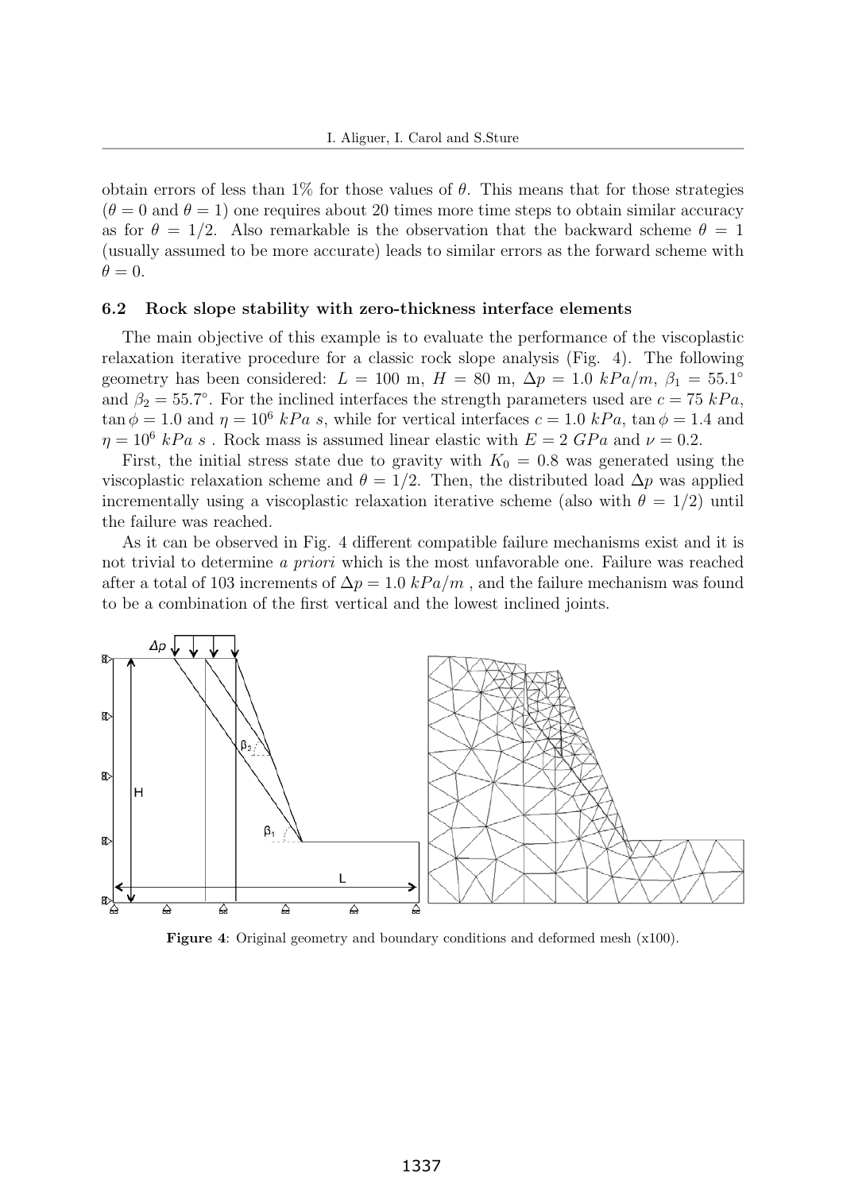obtain errors of less than 1% for those values of $\theta$. This means that for those strategies ($\theta = 0$ and $\theta = 1$) one requires about 20 times more time steps to obtain similar accuracy as for $\theta = 1/2$. Also remarkable is the observation that the backward scheme $\theta = 1$ (usually assumed to be more accurate) leads to similar errors as the forward scheme with $\theta = 0$.

### 6.2 Rock slope stability with zero-thickness interface elements

The main objective of this example is to evaluate the performance of the viscoplastic relaxation iterative procedure for a classic rock slope analysis (Fig. 4). The following geometry has been considered: $L = 100$ m, $H = 80$ m, $\Delta p = 1.0\ kPa/m$, $\beta_1 = 55.1°$ and $\beta_2 = 55.7°$. For the inclined interfaces the strength parameters used are $c = 75\ kPa$, $\tan\phi = 1.0$ and $\eta = 10^6\ kPa\ s$, while for vertical interfaces $c = 1.0\ kPa$, $\tan\phi = 1.4$ and $\eta = 10^6\ kPa\ s$. Rock mass is assumed linear elastic with $E = 2\ GPa$ and $\nu = 0.2$.

First, the initial stress state due to gravity with $K_0 = 0.8$ was generated using the viscoplastic relaxation scheme and $\theta = 1/2$. Then, the distributed load $\Delta p$ was applied incrementally using a viscoplastic relaxation iterative scheme (also with $\theta = 1/2$) until the failure was reached.

As it can be observed in Fig. 4 different compatible failure mechanisms exist and it is not trivial to determine *a priori* which is the most unfavorable one. Failure was reached after a total of 103 increments of $\Delta p = 1.0\ kPa/m$, and the failure mechanism was found to be a combination of the first vertical and the lowest inclined joints.

**Figure 4**: Original geometry and boundary conditions and deformed mesh (x100).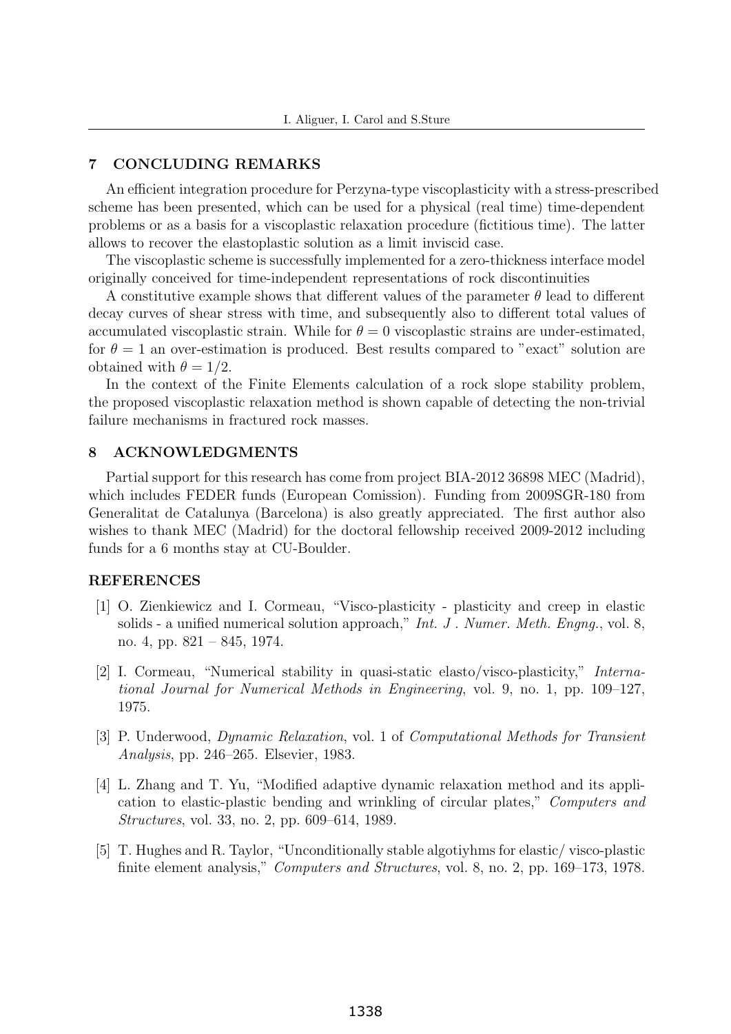## 7 CONCLUDING REMARKS

An efficient integration procedure for Perzyna-type viscoplasticity with a stress-prescribed scheme has been presented, which can be used for a physical (real time) time-dependent problems or as a basis for a viscoplastic relaxation procedure (fictitious time). The latter allows to recover the elastoplastic solution as a limit inviscid case.

The viscoplastic scheme is successfully implemented for a zero-thickness interface model originally conceived for time-independent representations of rock discontinuities

A constitutive example shows that different values of the parameter $\theta$ lead to different decay curves of shear stress with time, and subsequently also to different total values of accumulated viscoplastic strain. While for $\theta = 0$ viscoplastic strains are under-estimated, for $\theta = 1$ an over-estimation is produced. Best results compared to "exact" solution are obtained with $\theta = 1/2$.

In the context of the Finite Elements calculation of a rock slope stability problem, the proposed viscoplastic relaxation method is shown capable of detecting the non-trivial failure mechanisms in fractured rock masses.

## 8 ACKNOWLEDGMENTS

Partial support for this research has come from project BIA-2012 36898 MEC (Madrid), which includes FEDER funds (European Comission). Funding from 2009SGR-180 from Generalitat de Catalunya (Barcelona) is also greatly appreciated. The first author also wishes to thank MEC (Madrid) for the doctoral fellowship received 2009-2012 including funds for a 6 months stay at CU-Boulder.

## REFERENCES

[1] O. Zienkiewicz and I. Cormeau, "Visco-plasticity - plasticity and creep in elastic solids - a unified numerical solution approach," *Int. J . Numer. Meth. Engng.*, vol. 8, no. 4, pp. 821 – 845, 1974.

[2] I. Cormeau, "Numerical stability in quasi-static elasto/visco-plasticity," *International Journal for Numerical Methods in Engineering*, vol. 9, no. 1, pp. 109–127, 1975.

[3] P. Underwood, *Dynamic Relaxation*, vol. 1 of *Computational Methods for Transient Analysis*, pp. 246–265. Elsevier, 1983.

[4] L. Zhang and T. Yu, "Modified adaptive dynamic relaxation method and its application to elastic-plastic bending and wrinkling of circular plates," *Computers and Structures*, vol. 33, no. 2, pp. 609–614, 1989.

[5] T. Hughes and R. Taylor, "Unconditionally stable algotiyhms for elastic/ visco-plastic finite element analysis," *Computers and Structures*, vol. 8, no. 2, pp. 169–173, 1978.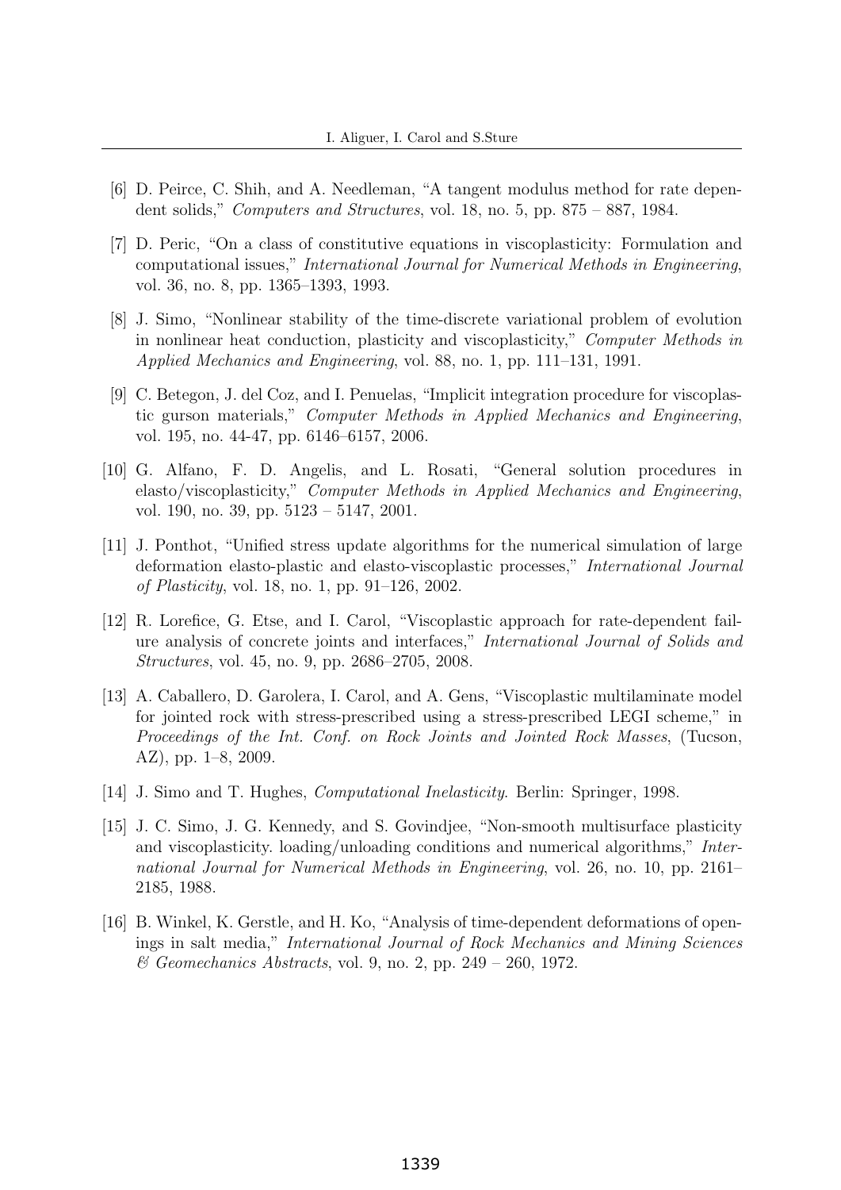[6] D. Peirce, C. Shih, and A. Needleman, "A tangent modulus method for rate dependent solids," *Computers and Structures*, vol. 18, no. 5, pp. 875 – 887, 1984.

[7] D. Peric, "On a class of constitutive equations in viscoplasticity: Formulation and computational issues," *International Journal for Numerical Methods in Engineering*, vol. 36, no. 8, pp. 1365–1393, 1993.

[8] J. Simo, "Nonlinear stability of the time-discrete variational problem of evolution in nonlinear heat conduction, plasticity and viscoplasticity," *Computer Methods in Applied Mechanics and Engineering*, vol. 88, no. 1, pp. 111–131, 1991.

[9] C. Betegon, J. del Coz, and I. Penuelas, "Implicit integration procedure for viscoplastic gurson materials," *Computer Methods in Applied Mechanics and Engineering*, vol. 195, no. 44-47, pp. 6146–6157, 2006.

[10] G. Alfano, F. D. Angelis, and L. Rosati, "General solution procedures in elasto/viscoplasticity," *Computer Methods in Applied Mechanics and Engineering*, vol. 190, no. 39, pp. 5123 – 5147, 2001.

[11] J. Ponthot, "Unified stress update algorithms for the numerical simulation of large deformation elasto-plastic and elasto-viscoplastic processes," *International Journal of Plasticity*, vol. 18, no. 1, pp. 91–126, 2002.

[12] R. Lorefice, G. Etse, and I. Carol, "Viscoplastic approach for rate-dependent failure analysis of concrete joints and interfaces," *International Journal of Solids and Structures*, vol. 45, no. 9, pp. 2686–2705, 2008.

[13] A. Caballero, D. Garolera, I. Carol, and A. Gens, "Viscoplastic multilaminate model for jointed rock with stress-prescribed using a stress-prescribed LEGI scheme," in *Proceedings of the Int. Conf. on Rock Joints and Jointed Rock Masses*, (Tucson, AZ), pp. 1–8, 2009.

[14] J. Simo and T. Hughes, *Computational Inelasticity.* Berlin: Springer, 1998.

[15] J. C. Simo, J. G. Kennedy, and S. Govindjee, "Non-smooth multisurface plasticity and viscoplasticity. loading/unloading conditions and numerical algorithms," *International Journal for Numerical Methods in Engineering*, vol. 26, no. 10, pp. 2161–2185, 1988.

[16] B. Winkel, K. Gerstle, and H. Ko, "Analysis of time-dependent deformations of openings in salt media," *International Journal of Rock Mechanics and Mining Sciences & Geomechanics Abstracts*, vol. 9, no. 2, pp. 249 – 260, 1972.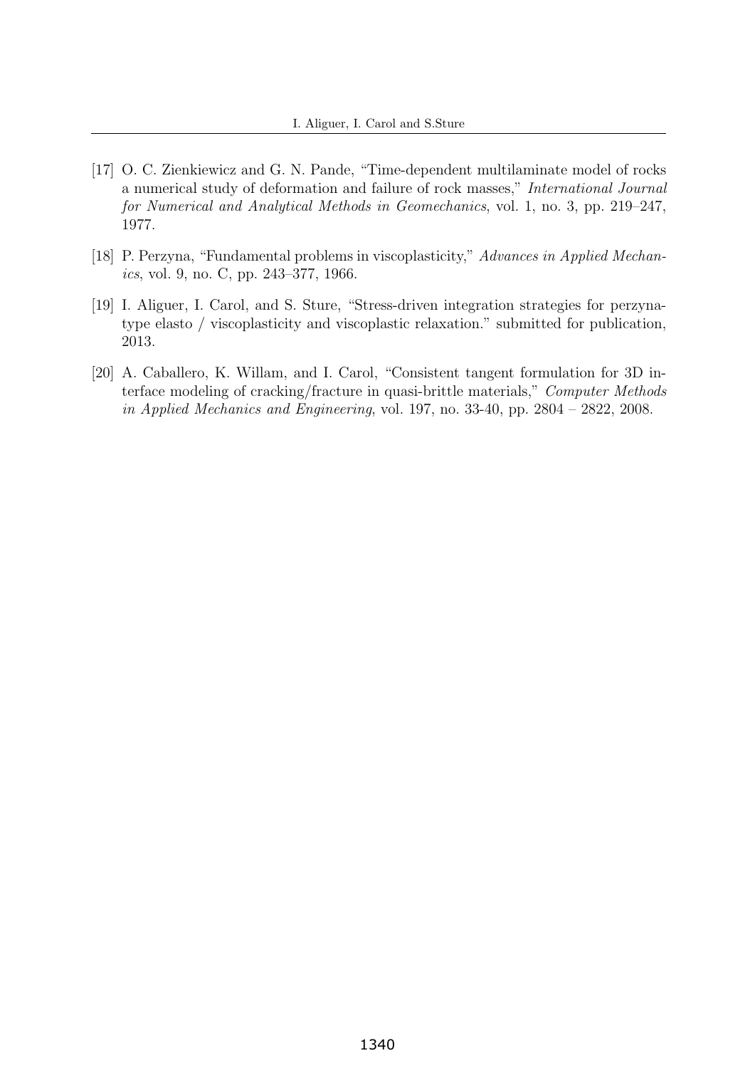[17] O. C. Zienkiewicz and G. N. Pande, "Time-dependent multilaminate model of rocks a numerical study of deformation and failure of rock masses," *International Journal for Numerical and Analytical Methods in Geomechanics*, vol. 1, no. 3, pp. 219–247, 1977.

[18] P. Perzyna, "Fundamental problems in viscoplasticity," *Advances in Applied Mechanics*, vol. 9, no. C, pp. 243–377, 1966.

[19] I. Aliguer, I. Carol, and S. Sture, "Stress-driven integration strategies for perzyna-type elasto / viscoplasticity and viscoplastic relaxation." submitted for publication, 2013.

[20] A. Caballero, K. Willam, and I. Carol, "Consistent tangent formulation for 3D interface modeling of cracking/fracture in quasi-brittle materials," *Computer Methods in Applied Mechanics and Engineering*, vol. 197, no. 33-40, pp. 2804 – 2822, 2008.